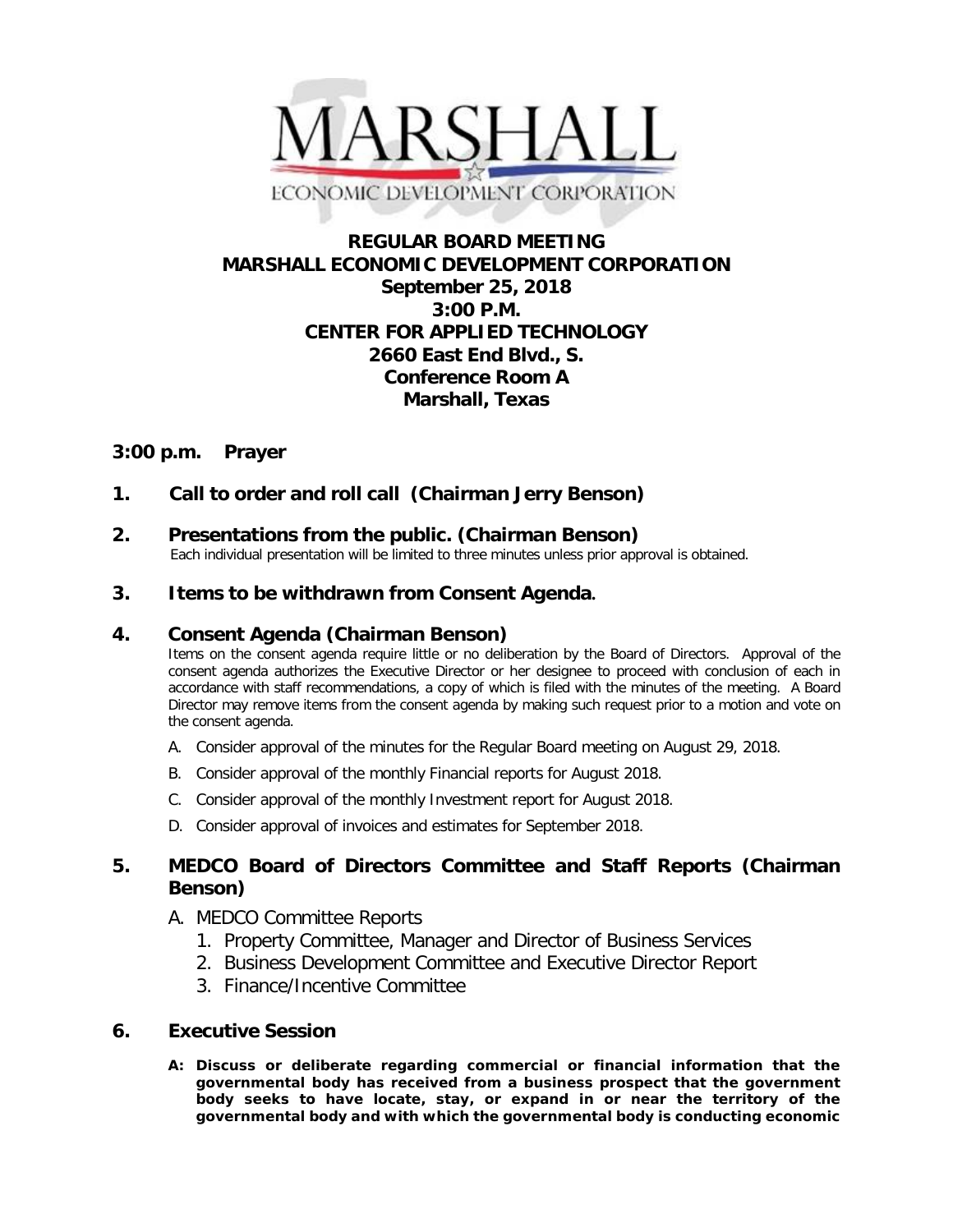MARSHALL
ECONOMIC DEVELOPMENT CORPORATION

# REGULAR BOARD MEETING
# MARSHALL ECONOMIC DEVELOPMENT CORPORATION

**September 25, 2018**
**3:00 P.M.**
**CENTER FOR APPLIED TECHNOLOGY**
**2660 East End Blvd., S.**
**Conference Room A**
**Marshall, Texas**

## 3:00 p.m. Prayer

## 1. Call to order and roll call (Chairman Jerry Benson)

## 2. Presentations from the public. (Chairman Benson)

Each individual presentation will be limited to three minutes unless prior approval is obtained.

## 3. Items to be withdrawn from Consent Agenda.

## 4. Consent Agenda (Chairman Benson)

Items on the consent agenda require little or no deliberation by the Board of Directors. Approval of the consent agenda authorizes the Executive Director or her designee to proceed with conclusion of each in accordance with staff recommendations, a copy of which is filed with the minutes of the meeting. A Board Director may remove items from the consent agenda by making such request prior to a motion and vote on the consent agenda.

A. Consider approval of the minutes for the Regular Board meeting on August 29, 2018.

B. Consider approval of the monthly Financial reports for August 2018.

C. Consider approval of the monthly Investment report for August 2018.

D. Consider approval of invoices and estimates for September 2018.

## 5. MEDCO Board of Directors Committee and Staff Reports (Chairman Benson)

A. MEDCO Committee Reports
   1. Property Committee, Manager and Director of Business Services
   2. Business Development Committee and Executive Director Report
   3. Finance/Incentive Committee

## 6. Executive Session

**A: Discuss or deliberate regarding commercial or financial information that the governmental body has received from a business prospect that the government body seeks to have locate, stay, or expand in or near the territory of the governmental body and with which the governmental body is conducting economic**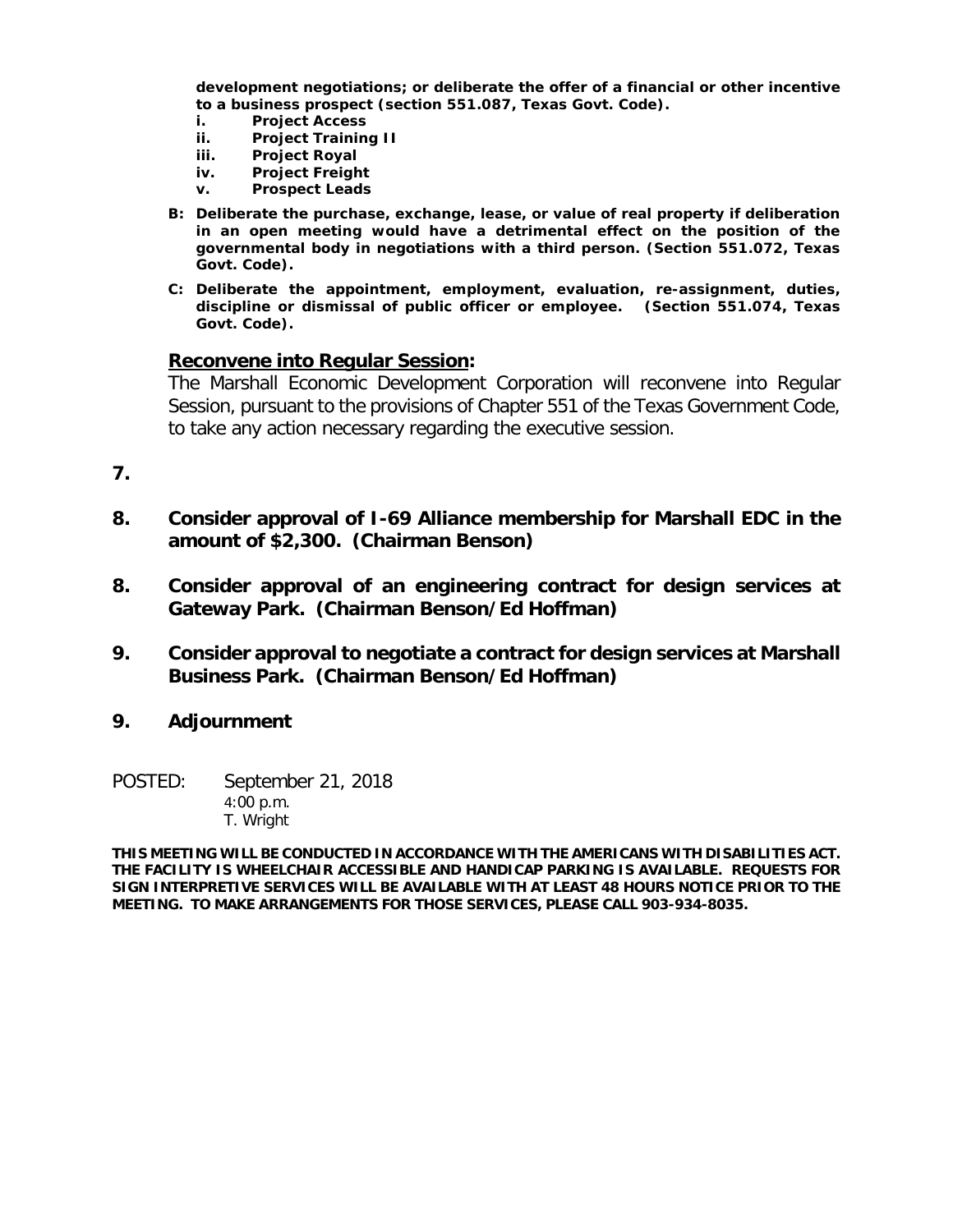**development negotiations; or deliberate the offer of a financial or other incentive to a business prospect (section 551.087, Texas Govt. Code).**

- **i. Project Access**
- **ii. Project Training II**
- **iii. Project Royal**
- **iv. Project Freight**
- **v. Prospect Leads**

**B: Deliberate the purchase, exchange, lease, or value of real property if deliberation in an open meeting would have a detrimental effect on the position of the governmental body in negotiations with a third person. (Section 551.072, Texas Govt. Code).**

**C: Deliberate the appointment, employment, evaluation, re-assignment, duties, discipline or dismissal of public officer or employee. (Section 551.074, Texas Govt. Code).**

**<u>Reconvene into Regular Session</u>:**

The Marshall Economic Development Corporation will reconvene into Regular Session, pursuant to the provisions of Chapter 551 of the Texas Government Code, to take any action necessary regarding the executive session.

**7.**

**8. Consider approval of I-69 Alliance membership for Marshall EDC in the amount of $2,300. (Chairman Benson)**

**8. Consider approval of an engineering contract for design services at Gateway Park. (Chairman Benson/Ed Hoffman)**

**9. Consider approval to negotiate a contract for design services at Marshall Business Park. (Chairman Benson/Ed Hoffman)**

**9. Adjournment**

POSTED: September 21, 2018
4:00 p.m.
T. Wright

**THIS MEETING WILL BE CONDUCTED IN ACCORDANCE WITH THE AMERICANS WITH DISABILITIES ACT. THE FACILITY IS WHEELCHAIR ACCESSIBLE AND HANDICAP PARKING IS AVAILABLE. REQUESTS FOR SIGN INTERPRETIVE SERVICES WILL BE AVAILABLE WITH AT LEAST 48 HOURS NOTICE PRIOR TO THE MEETING. TO MAKE ARRANGEMENTS FOR THOSE SERVICES, PLEASE CALL 903-934-8035.**